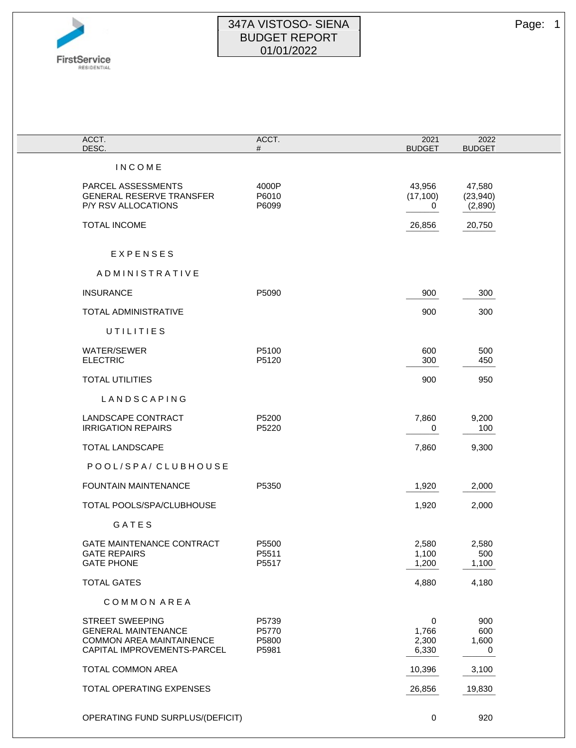FirstService RESIDENTIAL

# 347A VISTOSO- SIENA
## BUDGET REPORT
## 01/01/2022

| ACCT. DESC. | ACCT. # | 2021 BUDGET | 2022 BUDGET |
|---|---|---|---|
| **INCOME** | | | |
| PARCEL ASSESSMENTS | 4000P | 43,956 | 47,580 |
| GENERAL RESERVE TRANSFER | P6010 | (17,100) | (23,940) |
| P/Y RSV ALLOCATIONS | P6099 | 0 | (2,890) |
| TOTAL INCOME | | 26,856 | 20,750 |
| **EXPENSES** | | | |
| **ADMINISTRATIVE** | | | |
| INSURANCE | P5090 | 900 | 300 |
| TOTAL ADMINISTRATIVE | | 900 | 300 |
| **UTILITIES** | | | |
| WATER/SEWER | P5100 | 600 | 500 |
| ELECTRIC | P5120 | 300 | 450 |
| TOTAL UTILITIES | | 900 | 950 |
| **LANDSCAPING** | | | |
| LANDSCAPE CONTRACT | P5200 | 7,860 | 9,200 |
| IRRIGATION REPAIRS | P5220 | 0 | 100 |
| TOTAL LANDSCAPE | | 7,860 | 9,300 |
| **POOL/SPA/ CLUBHOUSE** | | | |
| FOUNTAIN MAINTENANCE | P5350 | 1,920 | 2,000 |
| TOTAL POOLS/SPA/CLUBHOUSE | | 1,920 | 2,000 |
| **GATES** | | | |
| GATE MAINTENANCE CONTRACT | P5500 | 2,580 | 2,580 |
| GATE REPAIRS | P5511 | 1,100 | 500 |
| GATE PHONE | P5517 | 1,200 | 1,100 |
| TOTAL GATES | | 4,880 | 4,180 |
| **COMMON AREA** | | | |
| STREET SWEEPING | P5739 | 0 | 900 |
| GENERAL MAINTENANCE | P5770 | 1,766 | 600 |
| COMMON AREA MAINTAINENCE | P5800 | 2,300 | 1,600 |
| CAPITAL IMPROVEMENTS-PARCEL | P5981 | 6,330 | 0 |
| TOTAL COMMON AREA | | 10,396 | 3,100 |
| TOTAL OPERATING EXPENSES | | 26,856 | 19,830 |
| OPERATING FUND SURPLUS/(DEFICIT) | | 0 | 920 |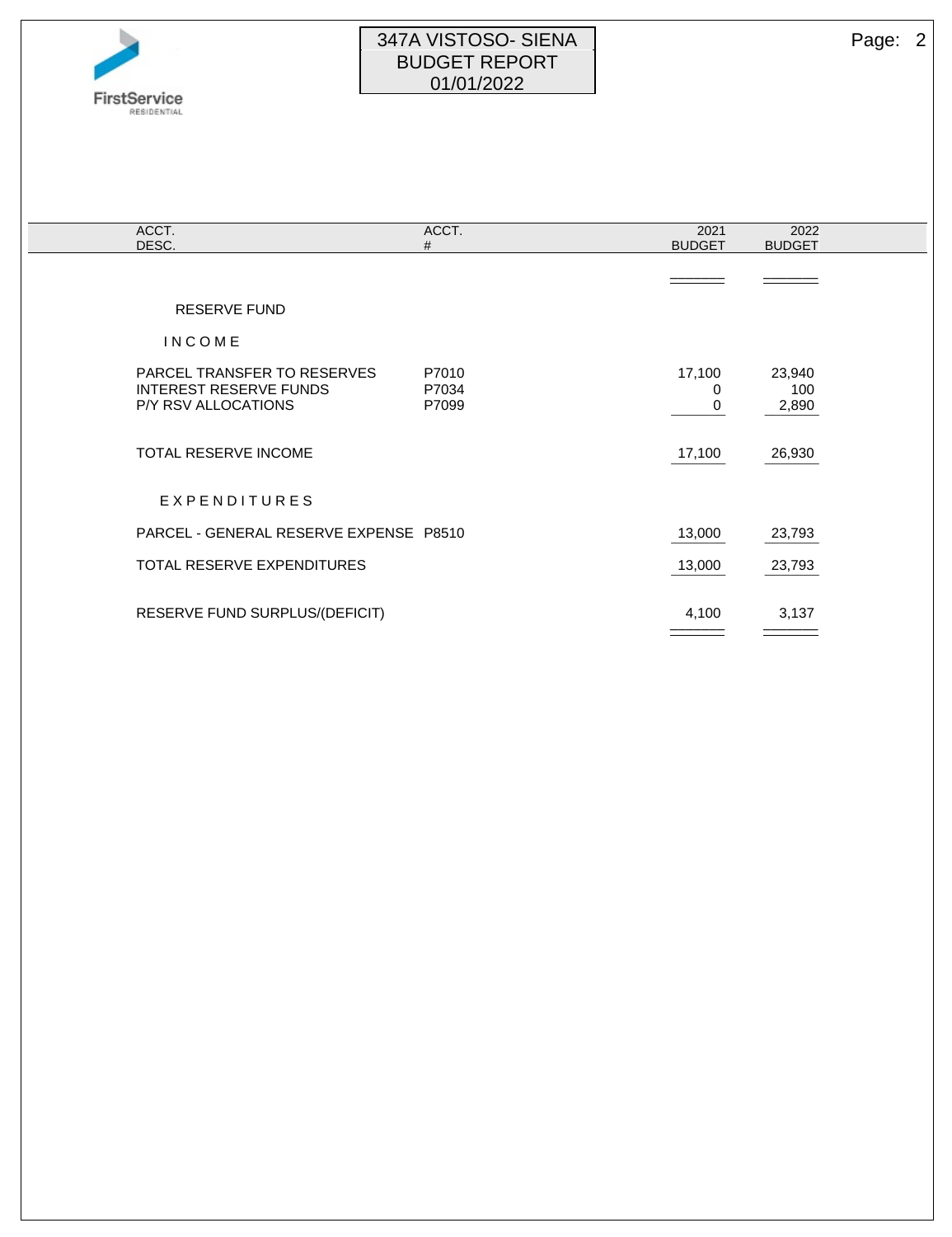# 347A VISTOSO- SIENA
## BUDGET REPORT
## 01/01/2022

| ACCT. DESC. | ACCT. # | 2021 BUDGET | 2022 BUDGET |
| --- | --- | --- | --- |
| **RESERVE FUND** | | | |
| **I N C O M E** | | | |
| PARCEL TRANSFER TO RESERVES | P7010 | 17,100 | 23,940 |
| INTEREST RESERVE FUNDS | P7034 | 0 | 100 |
| P/Y RSV ALLOCATIONS | P7099 | 0 | 2,890 |
| TOTAL RESERVE INCOME | | 17,100 | 26,930 |
| **E X P E N D I T U R E S** | | | |
| PARCEL - GENERAL RESERVE EXPENSE | P8510 | 13,000 | 23,793 |
| TOTAL RESERVE EXPENDITURES | | 13,000 | 23,793 |
| RESERVE FUND SURPLUS/(DEFICIT) | | 4,100 | 3,137 |